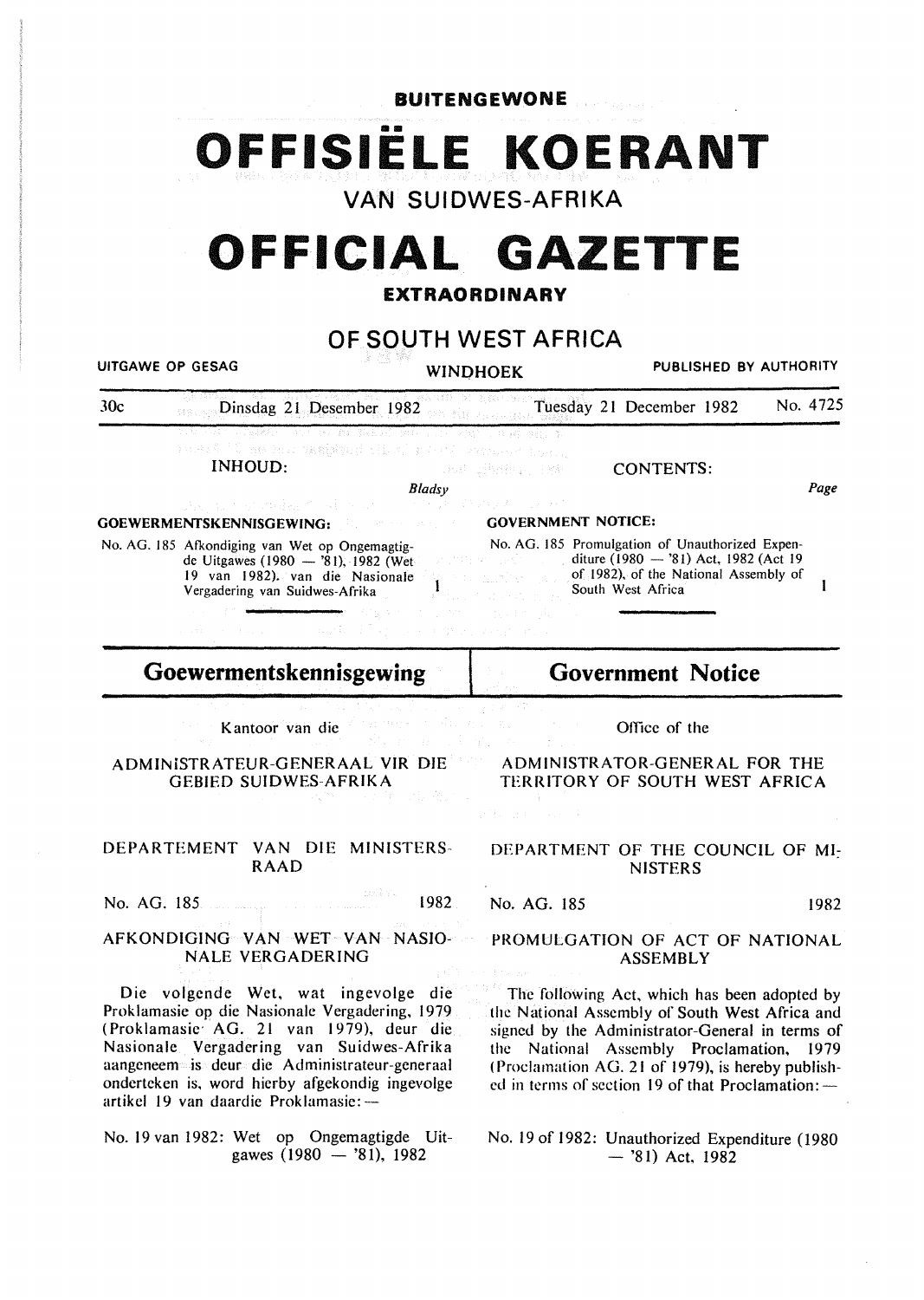**BUITENGEWONE**

# OFFISIËLE KOERANT

## VAN SUIDWES-AFRIKA

# OFFICIAL GAZETTE

**EXTRAORDINARY**

## OF SOUTH WEST AFRICA

UITGAWE OP GESAG — WINDHOEK — PUBLISHED BY AUTHORITY

30c — Dinsdag 21 Desember 1982 — Tuesday 21 December 1982 — No. 4725

INHOUD: *Bladsy*

**GOEWERMENTSKENNISGEWING:**

No. AG. 185 Afkondiging van Wet op Ongemagtigde Uitgawes (1980 — '81), 1982 (Wet 19 van 1982), van die Nasionale Vergadering van Suidwes-Afrika — 1

CONTENTS: *Page*

**GOVERNMENT NOTICE:**

No. AG. 185 Promulgation of Unauthorized Expenditure (1980 — '81) Act, 1982 (Act 19 of 1982), of the National Assembly of South West Africa — 1

## Goewermentskennisgewing

Kantoor van die

ADMINISTRATEUR-GENERAAL VIR DIE GEBIED SUIDWES-AFRIKA

DEPARTEMENT VAN DIE MINISTERSRAAD

No. AG. 185 — 1982

AFKONDIGING VAN WET VAN NASIONALE VERGADERING

Die volgende Wet, wat ingevolge die Proklamasie op die Nasionale Vergadering, 1979 (Proklamasie AG. 21 van 1979), deur die Nasionale Vergadering van Suidwes-Afrika aangeneem is deur die Administrateur-generaal onderteken is, word hierby afgekondig ingevolge artikel 19 van daardie Proklamasie: —

No. 19 van 1982: Wet op Ongemagtigde Uitgawes (1980 — '81), 1982

## Government Notice

Office of the

ADMINISTRATOR-GENERAL FOR THE TERRITORY OF SOUTH WEST AFRICA

DEPARTMENT OF THE COUNCIL OF MINISTERS

No. AG. 185 — 1982

PROMULGATION OF ACT OF NATIONAL ASSEMBLY

The following Act, which has been adopted by the National Assembly of South West Africa and signed by the Administrator-General in terms of the National Assembly Proclamation, 1979 (Proclamation AG. 21 of 1979), is hereby published in terms of section 19 of that Proclamation: —

No. 19 of 1982: Unauthorized Expenditure (1980 — '81) Act, 1982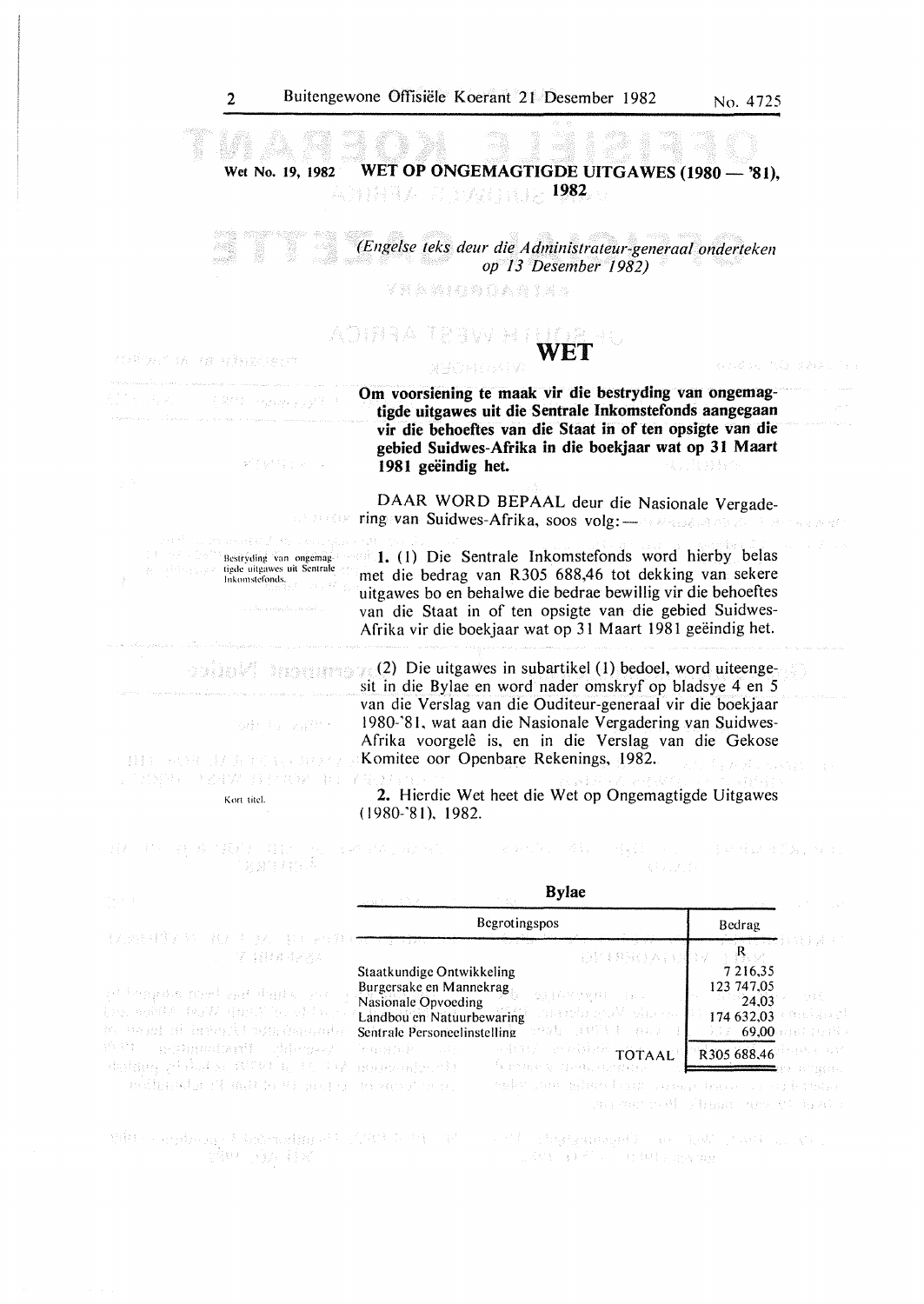**Wet No. 19, 1982** **WET OP ONGEMAGTIGDE UITGAWES (1980 — '81), 1982**

*(Engelse teks deur die Administrateur-generaal onderteken op 13 Desember 1982)*

# WET

**Om voorsiening te maak vir die bestryding van ongemagtigde uitgawes uit die Sentrale Inkomstefonds aangegaan vir die behoeftes van die Staat in of ten opsigte van die gebied Suidwes-Afrika in die boekjaar wat op 31 Maart 1981 geëindig het.**

DAAR WORD BEPAAL deur die Nasionale Vergadering van Suidwes-Afrika, soos volg:—

*Bestryding van ongemagtigde uitgawes uit Sentrale Inkomstefonds.*

**1.** (1) Die Sentrale Inkomstefonds word hierby belas met die bedrag van R305 688,46 tot dekking van sekere uitgawes bo en behalwe die bedrae bewillig vir die behoeftes van die Staat in of ten opsigte van die gebied Suidwes-Afrika vir die boekjaar wat op 31 Maart 1981 geëindig het.

(2) Die uitgawes in subartikel (1) bedoel, word uiteengesit in die Bylae en word nader omskryf op bladsye 4 en 5 van die Verslag van die Ouditeur-generaal vir die boekjaar 1980-'81, wat aan die Nasionale Vergadering van Suidwes-Afrika voorgelê is, en in die Verslag van die Gekose Komitee oor Openbare Rekenings, 1982.

*Kort titel.*

**2.** Hierdie Wet heet die Wet op Ongemagtigde Uitgawes (1980-'81), 1982.

**Bylae**

| Begrotingspos | Bedrag |
|---|---|
| | R |
| Staatkundige Ontwikkeling | 7 216,35 |
| Burgersake en Mannekrag | 123 747,05 |
| Nasionale Opvoeding | 24,03 |
| Landbou en Natuurbewaring | 174 632,03 |
| Sentrale Personeelinstelling | 69,00 |
| TOTAAL | R305 688,46 |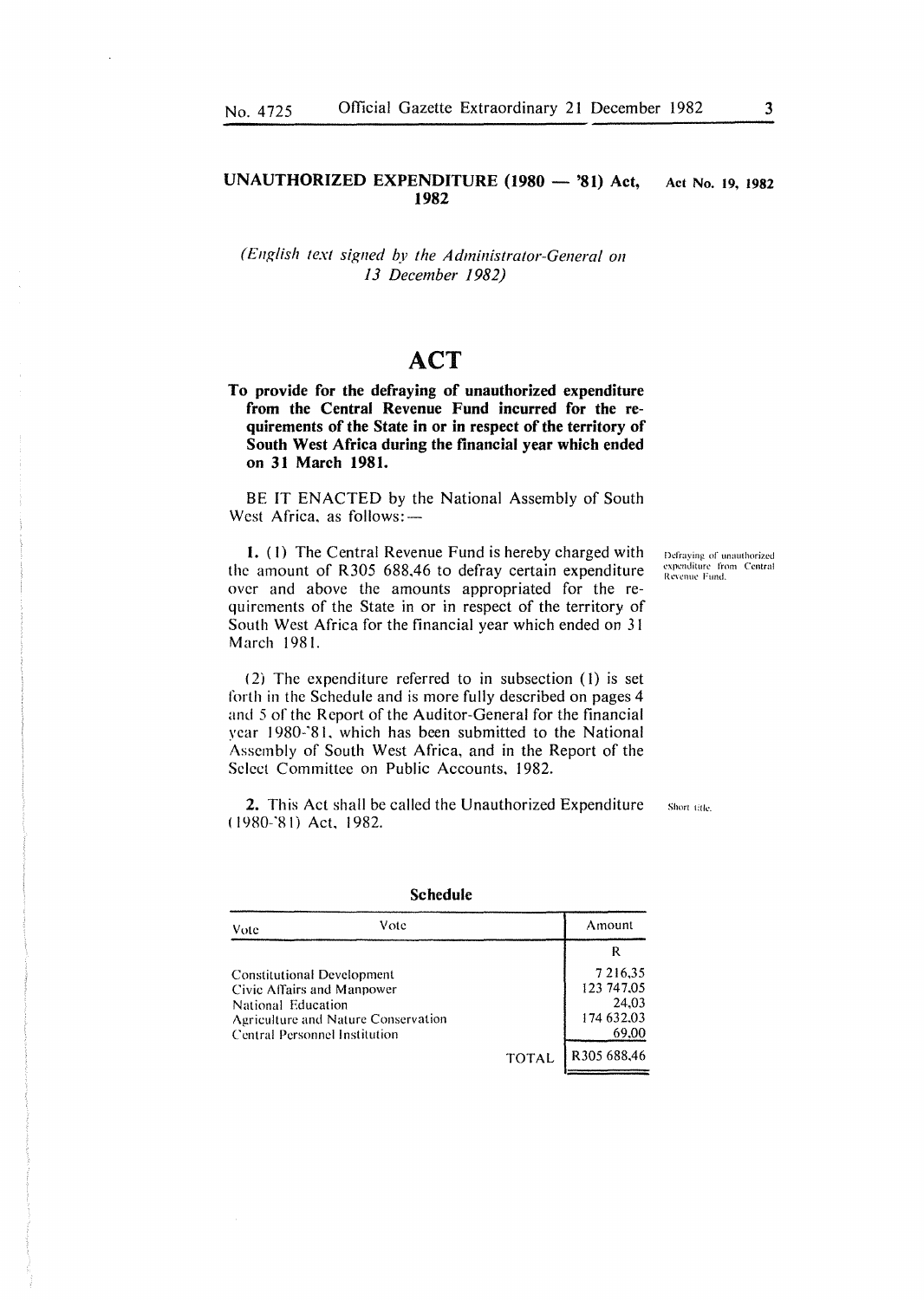## UNAUTHORIZED EXPENDITURE (1980 — '81) Act, 1982

**Act No. 19, 1982**

*(English text signed by the Administrator-General on 13 December 1982)*

# ACT

**To provide for the defraying of unauthorized expenditure from the Central Revenue Fund incurred for the requirements of the State in or in respect of the territory of South West Africa during the financial year which ended on 31 March 1981.**

BE IT ENACTED by the National Assembly of South West Africa, as follows:—

Defraying of unauthorized expenditure from Central Revenue Fund.

**1.** (1) The Central Revenue Fund is hereby charged with the amount of R305 688,46 to defray certain expenditure over and above the amounts appropriated for the requirements of the State in or in respect of the territory of South West Africa for the financial year which ended on 31 March 1981.

(2) The expenditure referred to in subsection (1) is set forth in the Schedule and is more fully described on pages 4 and 5 of the Report of the Auditor-General for the financial year 1980-'81, which has been submitted to the National Assembly of South West Africa, and in the Report of the Select Committee on Public Accounts, 1982.

Short title.

**2.** This Act shall be called the Unauthorized Expenditure (1980-'81) Act, 1982.

**Schedule**

| Vote | Amount |
|---|---|
| | R |
| Constitutional Development | 7 216,35 |
| Civic Affairs and Manpower | 123 747,05 |
| National Education | 24,03 |
| Agriculture and Nature Conservation | 174 632,03 |
| Central Personnel Institution | 69,00 |
| TOTAL | R305 688,46 |